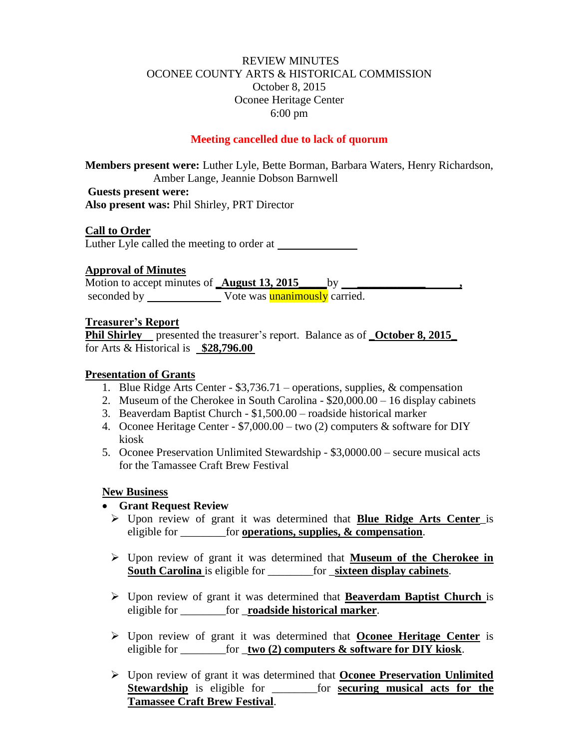REVIEW MINUTES
OCONEE COUNTY ARTS & HISTORICAL COMMISSION
October 8, 2015
Oconee Heritage Center
6:00 pm

**Meeting cancelled due to lack of quorum**

**Members present were:** Luther Lyle, Bette Borman, Barbara Waters, Henry Richardson, Amber Lange, Jeannie Dobson Barnwell
**Guests present were:**
**Also present was:** Phil Shirley, PRT Director

**Call to Order**
Luther Lyle called the meeting to order at ______________

**Approval of Minutes**
Motion to accept minutes of **_August 13, 2015_____** by ______________, seconded by ______________ Vote was unanimously carried.

**Treasurer's Report**
**Phil Shirley** presented the treasurer's report. Balance as of **_October 8, 2015_** for Arts & Historical is **$28,796.00**

**Presentation of Grants**

1. Blue Ridge Arts Center - $3,736.71 – operations, supplies, & compensation
2. Museum of the Cherokee in South Carolina - $20,000.00 – 16 display cabinets
3. Beaverdam Baptist Church - $1,500.00 – roadside historical marker
4. Oconee Heritage Center - $7,000.00 – two (2) computers & software for DIY kiosk
5. Oconee Preservation Unlimited Stewardship - $3,0000.00 – secure musical acts for the Tamassee Craft Brew Festival

**New Business**

- **Grant Request Review**
  - Upon review of grant it was determined that **Blue Ridge Arts Center** is eligible for ________for **operations, supplies, & compensation**.
  - Upon review of grant it was determined that **Museum of the Cherokee in South Carolina** is eligible for ________for **sixteen display cabinets**.
  - Upon review of grant it was determined that **Beaverdam Baptist Church** is eligible for ________for **roadside historical marker**.
  - Upon review of grant it was determined that **Oconee Heritage Center** is eligible for ________for **two (2) computers & software for DIY kiosk**.
  - Upon review of grant it was determined that **Oconee Preservation Unlimited Stewardship** is eligible for ________for **securing musical acts for the Tamassee Craft Brew Festival**.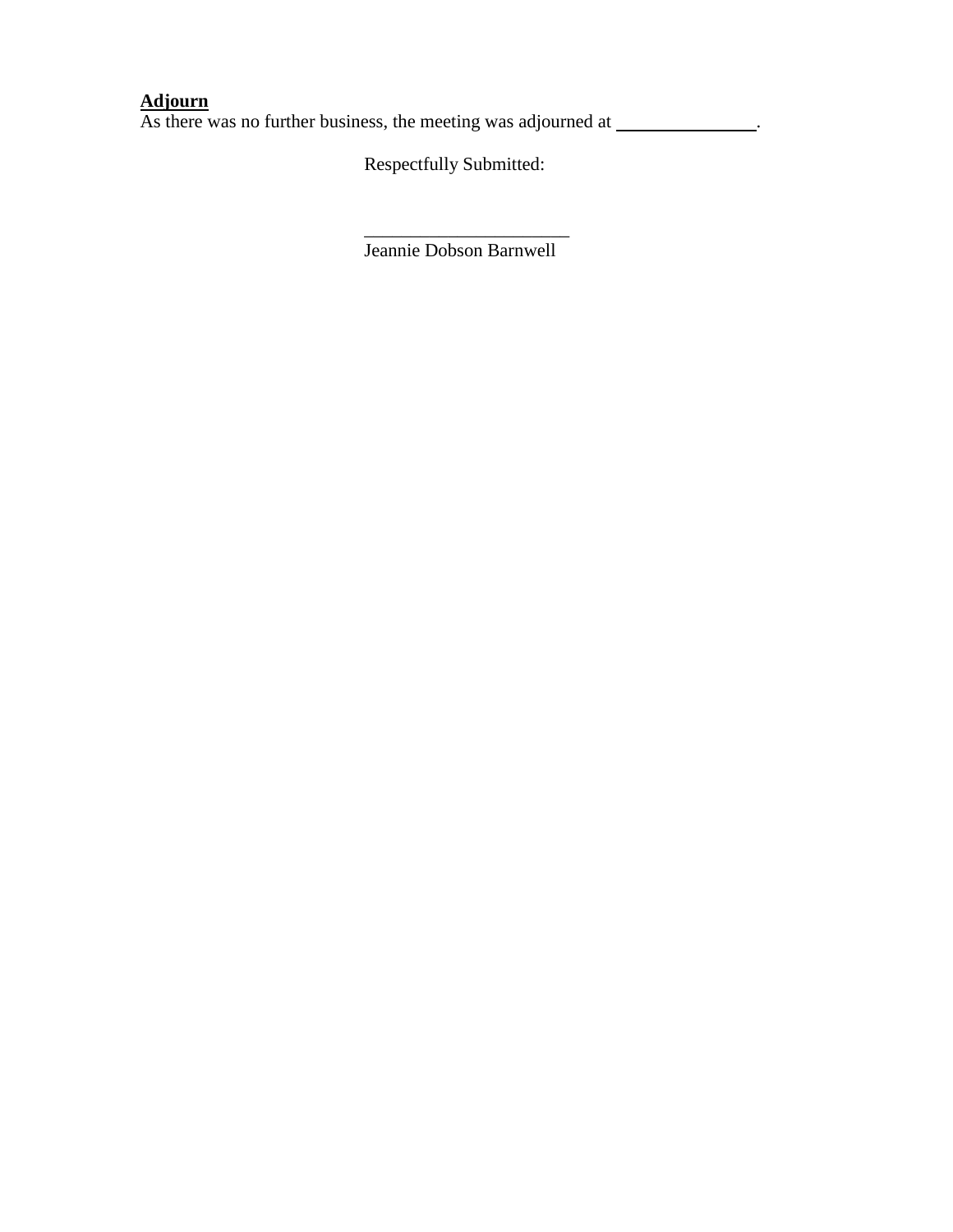**Adjourn**

As there was no further business, the meeting was adjourned at _______________.

Respectfully Submitted:

______________________

Jeannie Dobson Barnwell